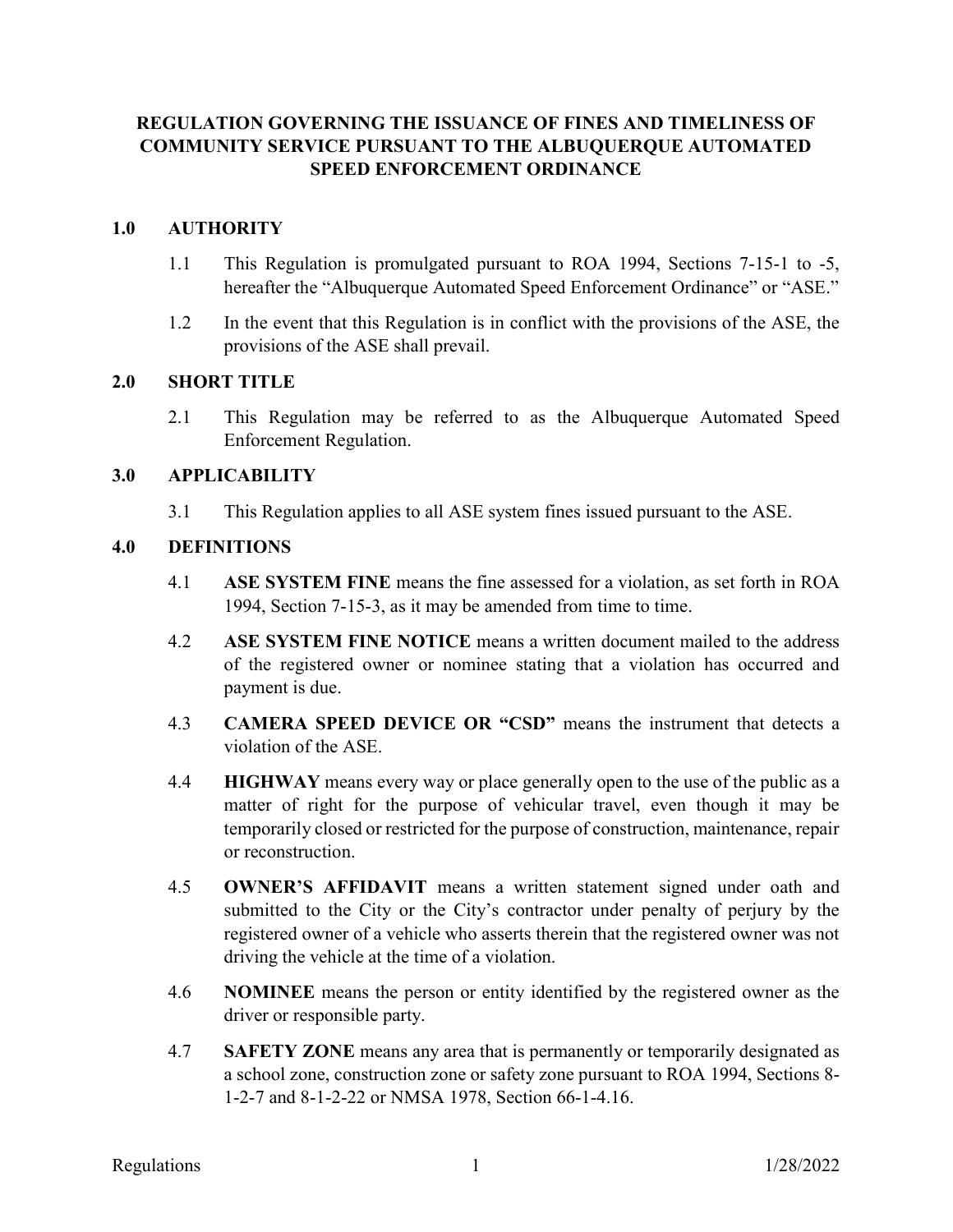# REGULATION GOVERNING THE ISSUANCE OF FINES AND TIMELINESS OF COMMUNITY SERVICE PURSUANT TO THE ALBUQUERQUE AUTOMATED SPEED ENFORCEMENT ORDINANCE

## 1.0 AUTHORITY

1.1 This Regulation is promulgated pursuant to ROA 1994, Sections 7-15-1 to -5, hereafter the "Albuquerque Automated Speed Enforcement Ordinance" or "ASE."

1.2 In the event that this Regulation is in conflict with the provisions of the ASE, the provisions of the ASE shall prevail.

## 2.0 SHORT TITLE

2.1 This Regulation may be referred to as the Albuquerque Automated Speed Enforcement Regulation.

## 3.0 APPLICABILITY

3.1 This Regulation applies to all ASE system fines issued pursuant to the ASE.

## 4.0 DEFINITIONS

4.1 **ASE SYSTEM FINE** means the fine assessed for a violation, as set forth in ROA 1994, Section 7-15-3, as it may be amended from time to time.

4.2 **ASE SYSTEM FINE NOTICE** means a written document mailed to the address of the registered owner or nominee stating that a violation has occurred and payment is due.

4.3 **CAMERA SPEED DEVICE OR "CSD"** means the instrument that detects a violation of the ASE.

4.4 **HIGHWAY** means every way or place generally open to the use of the public as a matter of right for the purpose of vehicular travel, even though it may be temporarily closed or restricted for the purpose of construction, maintenance, repair or reconstruction.

4.5 **OWNER'S AFFIDAVIT** means a written statement signed under oath and submitted to the City or the City's contractor under penalty of perjury by the registered owner of a vehicle who asserts therein that the registered owner was not driving the vehicle at the time of a violation.

4.6 **NOMINEE** means the person or entity identified by the registered owner as the driver or responsible party.

4.7 **SAFETY ZONE** means any area that is permanently or temporarily designated as a school zone, construction zone or safety zone pursuant to ROA 1994, Sections 8-1-2-7 and 8-1-2-22 or NMSA 1978, Section 66-1-4.16.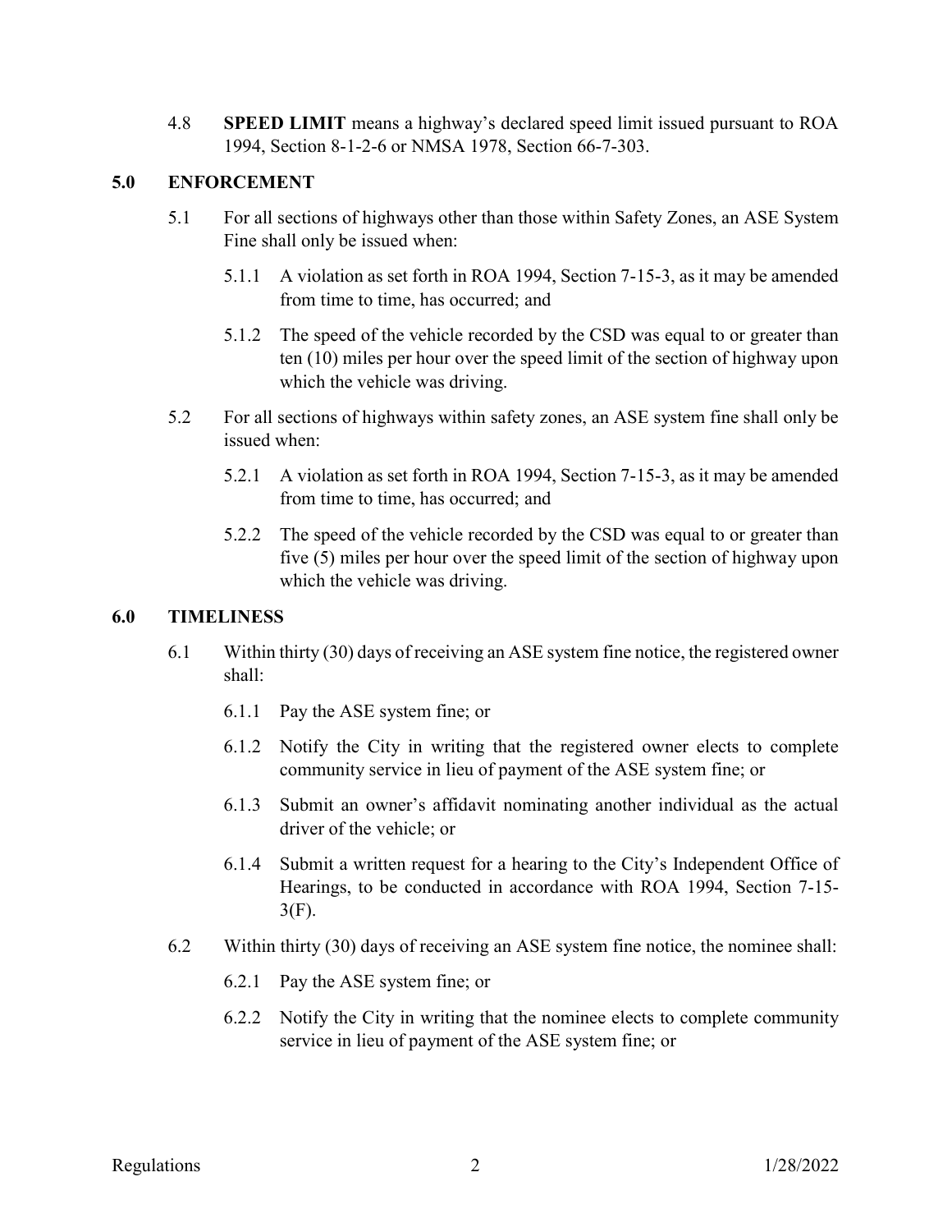4.8 **SPEED LIMIT** means a highway's declared speed limit issued pursuant to ROA 1994, Section 8-1-2-6 or NMSA 1978, Section 66-7-303.

## 5.0 ENFORCEMENT

5.1 For all sections of highways other than those within Safety Zones, an ASE System Fine shall only be issued when:

5.1.1 A violation as set forth in ROA 1994, Section 7-15-3, as it may be amended from time to time, has occurred; and

5.1.2 The speed of the vehicle recorded by the CSD was equal to or greater than ten (10) miles per hour over the speed limit of the section of highway upon which the vehicle was driving.

5.2 For all sections of highways within safety zones, an ASE system fine shall only be issued when:

5.2.1 A violation as set forth in ROA 1994, Section 7-15-3, as it may be amended from time to time, has occurred; and

5.2.2 The speed of the vehicle recorded by the CSD was equal to or greater than five (5) miles per hour over the speed limit of the section of highway upon which the vehicle was driving.

## 6.0 TIMELINESS

6.1 Within thirty (30) days of receiving an ASE system fine notice, the registered owner shall:

6.1.1 Pay the ASE system fine; or

6.1.2 Notify the City in writing that the registered owner elects to complete community service in lieu of payment of the ASE system fine; or

6.1.3 Submit an owner's affidavit nominating another individual as the actual driver of the vehicle; or

6.1.4 Submit a written request for a hearing to the City's Independent Office of Hearings, to be conducted in accordance with ROA 1994, Section 7-15-3(F).

6.2 Within thirty (30) days of receiving an ASE system fine notice, the nominee shall:

6.2.1 Pay the ASE system fine; or

6.2.2 Notify the City in writing that the nominee elects to complete community service in lieu of payment of the ASE system fine; or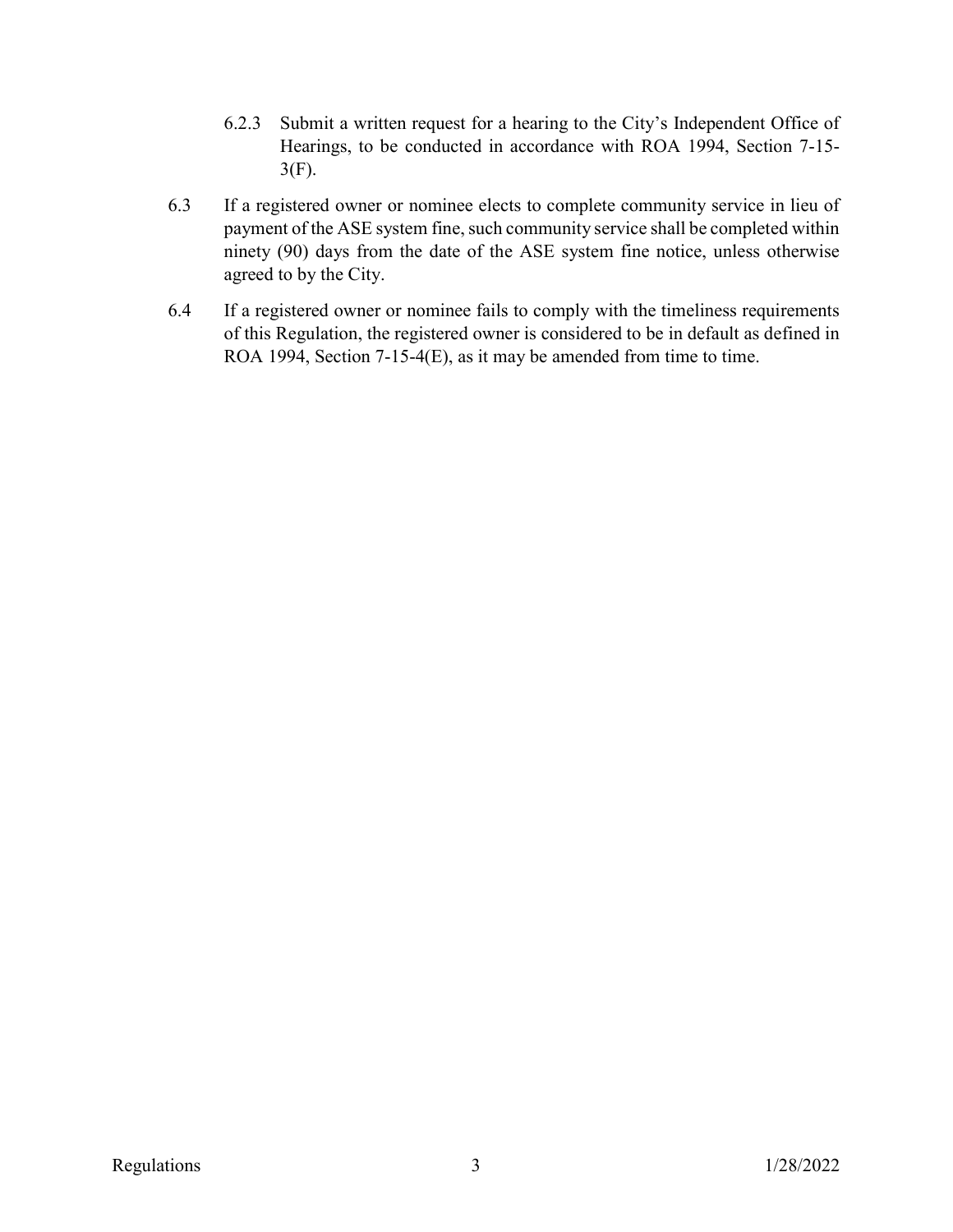6.2.3 Submit a written request for a hearing to the City's Independent Office of Hearings, to be conducted in accordance with ROA 1994, Section 7-15-3(F).

6.3 If a registered owner or nominee elects to complete community service in lieu of payment of the ASE system fine, such community service shall be completed within ninety (90) days from the date of the ASE system fine notice, unless otherwise agreed to by the City.

6.4 If a registered owner or nominee fails to comply with the timeliness requirements of this Regulation, the registered owner is considered to be in default as defined in ROA 1994, Section 7-15-4(E), as it may be amended from time to time.